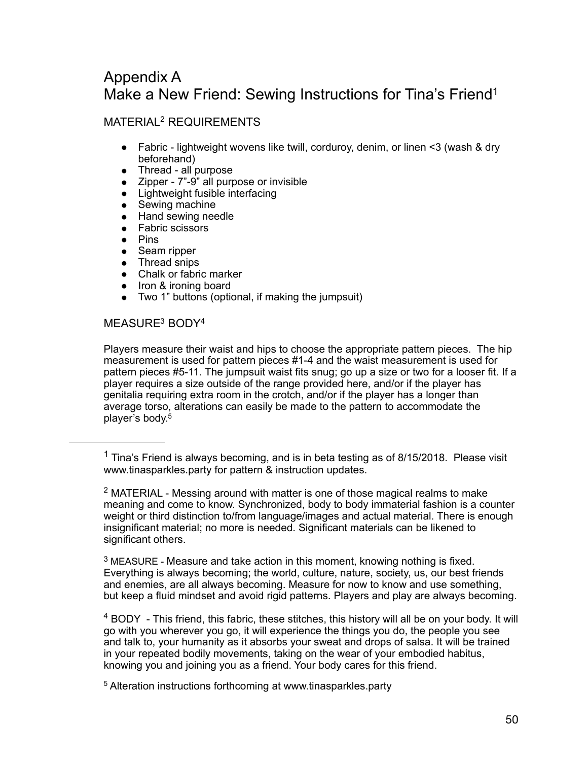# Appendix A
# Make a New Friend: Sewing Instructions for Tina's Friend[1]

## MATERIAL[2] REQUIREMENTS

- Fabric - lightweight wovens like twill, corduroy, denim, or linen <3 (wash & dry beforehand)
- Thread - all purpose
- Zipper - 7"-9" all purpose or invisible
- Lightweight fusible interfacing
- Sewing machine
- Hand sewing needle
- Fabric scissors
- Pins
- Seam ripper
- Thread snips
- Chalk or fabric marker
- Iron & ironing board
- Two 1" buttons (optional, if making the jumpsuit)

## MEASURE[3] BODY[4]

Players measure their waist and hips to choose the appropriate pattern pieces. The hip measurement is used for pattern pieces #1-4 and the waist measurement is used for pattern pieces #5-11. The jumpsuit waist fits snug; go up a size or two for a looser fit. If a player requires a size outside of the range provided here, and/or if the player has genitalia requiring extra room in the crotch, and/or if the player has a longer than average torso, alterations can easily be made to the pattern to accommodate the player's body.[5]

---

[1] Tina's Friend is always becoming, and is in beta testing as of 8/15/2018. Please visit www.tinasparkles.party for pattern & instruction updates.

[2] MATERIAL - Messing around with matter is one of those magical realms to make meaning and come to know. Synchronized, body to body immaterial fashion is a counter weight or third distinction to/from language/images and actual material. There is enough insignificant material; no more is needed. Significant materials can be likened to significant others.

[3] MEASURE - Measure and take action in this moment, knowing nothing is fixed. Everything is always becoming; the world, culture, nature, society, us, our best friends and enemies, are all always becoming. Measure for now to know and use something, but keep a fluid mindset and avoid rigid patterns. Players and play are always becoming.

[4] BODY - This friend, this fabric, these stitches, this history will all be on your body. It will go with you wherever you go, it will experience the things you do, the people you see and talk to, your humanity as it absorbs your sweat and drops of salsa. It will be trained in your repeated bodily movements, taking on the wear of your embodied habitus, knowing you and joining you as a friend. Your body cares for this friend.

[5] Alteration instructions forthcoming at www.tinasparkles.party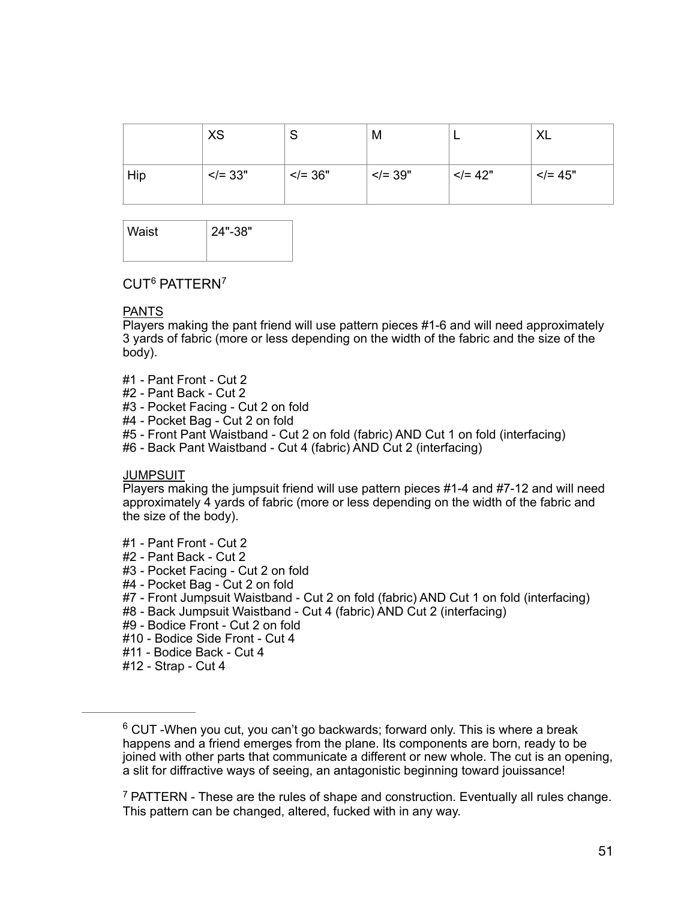|  | XS | S | M | L | XL |
|---|---|---|---|---|---|
| Hip | </= 33" | </= 36" | </= 39" | </= 42" | </= 45" |

| Waist | 24"-38" |
|---|---|

CUT[6] PATTERN[7]

<u>PANTS</u>

Players making the pant friend will use pattern pieces #1-6 and will need approximately 3 yards of fabric (more or less depending on the width of the fabric and the size of the body).

#1 - Pant Front - Cut 2
#2 - Pant Back - Cut 2
#3 - Pocket Facing - Cut 2 on fold
#4 - Pocket Bag - Cut 2 on fold
#5 - Front Pant Waistband - Cut 2 on fold (fabric) AND Cut 1 on fold (interfacing)
#6 - Back Pant Waistband - Cut 4 (fabric) AND Cut 2 (interfacing)

<u>JUMPSUIT</u>

Players making the jumpsuit friend will use pattern pieces #1-4 and #7-12 and will need approximately 4 yards of fabric (more or less depending on the width of the fabric and the size of the body).

#1 - Pant Front - Cut 2
#2 - Pant Back - Cut 2
#3 - Pocket Facing - Cut 2 on fold
#4 - Pocket Bag - Cut 2 on fold
#7 - Front Jumpsuit Waistband - Cut 2 on fold (fabric) AND Cut 1 on fold (interfacing)
#8 - Back Jumpsuit Waistband - Cut 4 (fabric) AND Cut 2 (interfacing)
#9 - Bodice Front - Cut 2 on fold
#10 - Bodice Side Front - Cut 4
#11 - Bodice Back - Cut 4
#12 - Strap - Cut 4

---

[6] CUT -When you cut, you can't go backwards; forward only. This is where a break happens and a friend emerges from the plane. Its components are born, ready to be joined with other parts that communicate a different or new whole. The cut is an opening, a slit for diffractive ways of seeing, an antagonistic beginning toward jouissance!

[7] PATTERN - These are the rules of shape and construction. Eventually all rules change. This pattern can be changed, altered, fucked with in any way.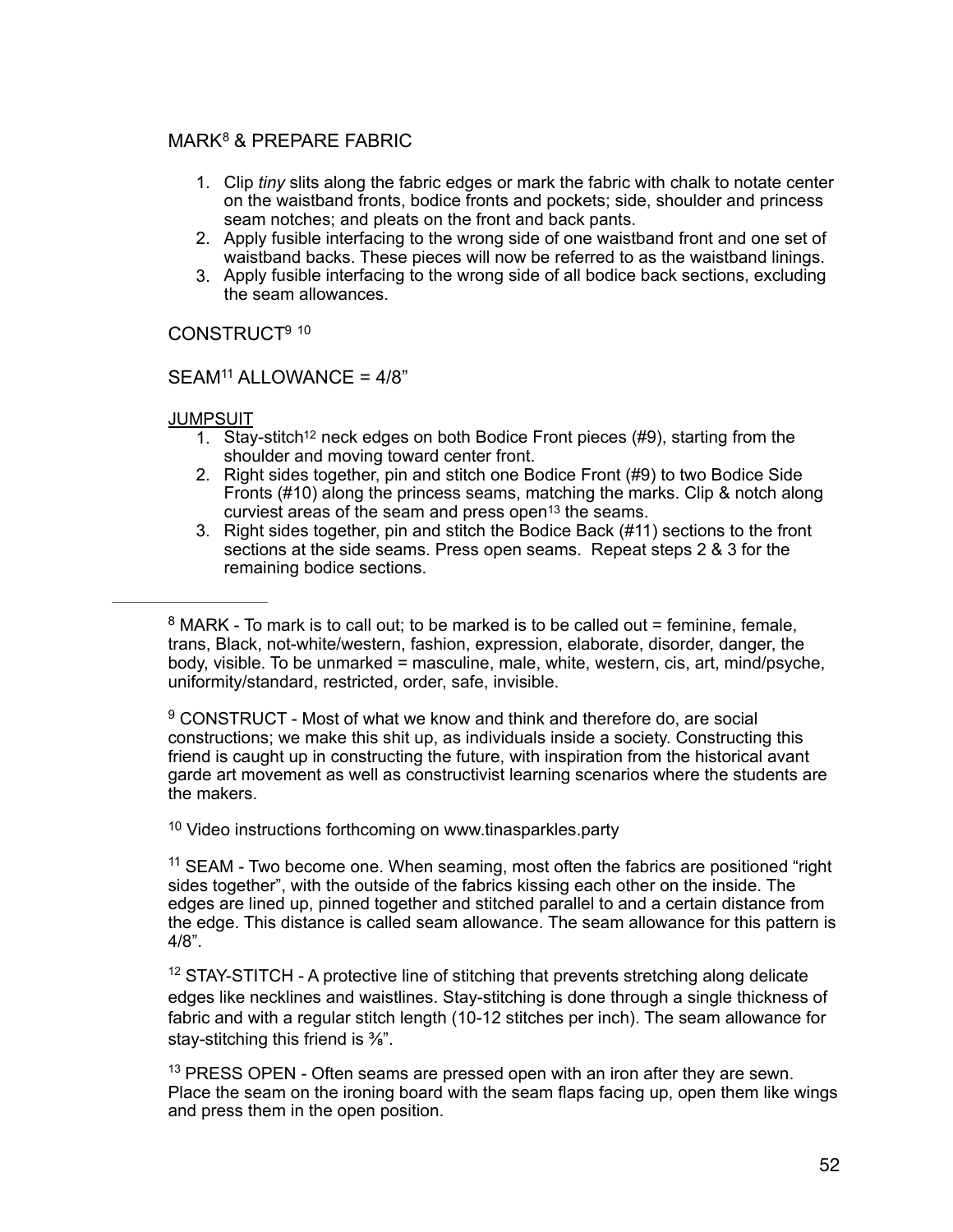## MARK[8] & PREPARE FABRIC

1. Clip *tiny* slits along the fabric edges or mark the fabric with chalk to notate center on the waistband fronts, bodice fronts and pockets; side, shoulder and princess seam notches; and pleats on the front and back pants.
2. Apply fusible interfacing to the wrong side of one waistband front and one set of waistband backs. These pieces will now be referred to as the waistband linings.
3. Apply fusible interfacing to the wrong side of all bodice back sections, excluding the seam allowances.

## CONSTRUCT[9] [10]

## SEAM[11] ALLOWANCE = 4/8"

### JUMPSUIT

1. Stay-stitch[12] neck edges on both Bodice Front pieces (#9), starting from the shoulder and moving toward center front.
2. Right sides together, pin and stitch one Bodice Front (#9) to two Bodice Side Fronts (#10) along the princess seams, matching the marks. Clip & notch along curviest areas of the seam and press open[13] the seams.
3. Right sides together, pin and stitch the Bodice Back (#11) sections to the front sections at the side seams. Press open seams. Repeat steps 2 & 3 for the remaining bodice sections.

---

[8] MARK - To mark is to call out; to be marked is to be called out = feminine, female, trans, Black, not-white/western, fashion, expression, elaborate, disorder, danger, the body, visible. To be unmarked = masculine, male, white, western, cis, art, mind/psyche, uniformity/standard, restricted, order, safe, invisible.

[9] CONSTRUCT - Most of what we know and think and therefore do, are social constructions; we make this shit up, as individuals inside a society. Constructing this friend is caught up in constructing the future, with inspiration from the historical avant garde art movement as well as constructivist learning scenarios where the students are the makers.

[10] Video instructions forthcoming on www.tinasparkles.party

[11] SEAM - Two become one. When seaming, most often the fabrics are positioned "right sides together", with the outside of the fabrics kissing each other on the inside. The edges are lined up, pinned together and stitched parallel to and a certain distance from the edge. This distance is called seam allowance. The seam allowance for this pattern is 4/8".

[12] STAY-STITCH - A protective line of stitching that prevents stretching along delicate edges like necklines and waistlines. Stay-stitching is done through a single thickness of fabric and with a regular stitch length (10-12 stitches per inch). The seam allowance for stay-stitching this friend is ⅜".

[13] PRESS OPEN - Often seams are pressed open with an iron after they are sewn. Place the seam on the ironing board with the seam flaps facing up, open them like wings and press them in the open position.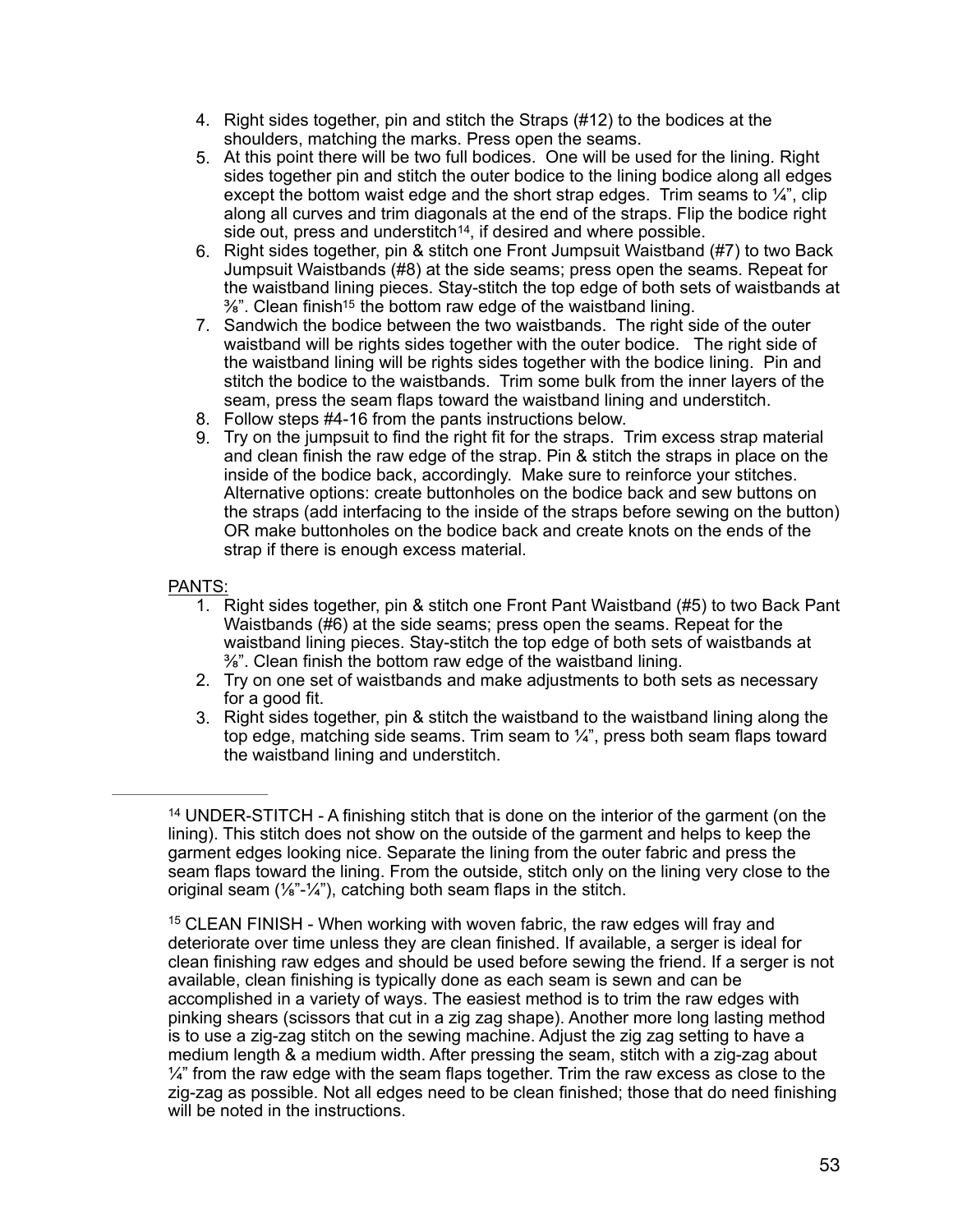4. Right sides together, pin and stitch the Straps (#12) to the bodices at the shoulders, matching the marks. Press open the seams.
5. At this point there will be two full bodices. One will be used for the lining. Right sides together pin and stitch the outer bodice to the lining bodice along all edges except the bottom waist edge and the short strap edges. Trim seams to ¼", clip along all curves and trim diagonals at the end of the straps. Flip the bodice right side out, press and understitch[14], if desired and where possible.
6. Right sides together, pin & stitch one Front Jumpsuit Waistband (#7) to two Back Jumpsuit Waistbands (#8) at the side seams; press open the seams. Repeat for the waistband lining pieces. Stay-stitch the top edge of both sets of waistbands at ⅜". Clean finish[15] the bottom raw edge of the waistband lining.
7. Sandwich the bodice between the two waistbands. The right side of the outer waistband will be rights sides together with the outer bodice. The right side of the waistband lining will be rights sides together with the bodice lining. Pin and stitch the bodice to the waistbands. Trim some bulk from the inner layers of the seam, press the seam flaps toward the waistband lining and understitch.
8. Follow steps #4-16 from the pants instructions below.
9. Try on the jumpsuit to find the right fit for the straps. Trim excess strap material and clean finish the raw edge of the strap. Pin & stitch the straps in place on the inside of the bodice back, accordingly. Make sure to reinforce your stitches. Alternative options: create buttonholes on the bodice back and sew buttons on the straps (add interfacing to the inside of the straps before sewing on the button) OR make buttonholes on the bodice back and create knots on the ends of the strap if there is enough excess material.

PANTS:

1. Right sides together, pin & stitch one Front Pant Waistband (#5) to two Back Pant Waistbands (#6) at the side seams; press open the seams. Repeat for the waistband lining pieces. Stay-stitch the top edge of both sets of waistbands at ⅜". Clean finish the bottom raw edge of the waistband lining.
2. Try on one set of waistbands and make adjustments to both sets as necessary for a good fit.
3. Right sides together, pin & stitch the waistband to the waistband lining along the top edge, matching side seams. Trim seam to ¼", press both seam flaps toward the waistband lining and understitch.

---

[14] UNDER-STITCH - A finishing stitch that is done on the interior of the garment (on the lining). This stitch does not show on the outside of the garment and helps to keep the garment edges looking nice. Separate the lining from the outer fabric and press the seam flaps toward the lining. From the outside, stitch only on the lining very close to the original seam (⅛"-¼"), catching both seam flaps in the stitch.

[15] CLEAN FINISH - When working with woven fabric, the raw edges will fray and deteriorate over time unless they are clean finished. If available, a serger is ideal for clean finishing raw edges and should be used before sewing the friend. If a serger is not available, clean finishing is typically done as each seam is sewn and can be accomplished in a variety of ways. The easiest method is to trim the raw edges with pinking shears (scissors that cut in a zig zag shape). Another more long lasting method is to use a zig-zag stitch on the sewing machine. Adjust the zig zag setting to have a medium length & a medium width. After pressing the seam, stitch with a zig-zag about ¼" from the raw edge with the seam flaps together. Trim the raw excess as close to the zig-zag as possible. Not all edges need to be clean finished; those that do need finishing will be noted in the instructions.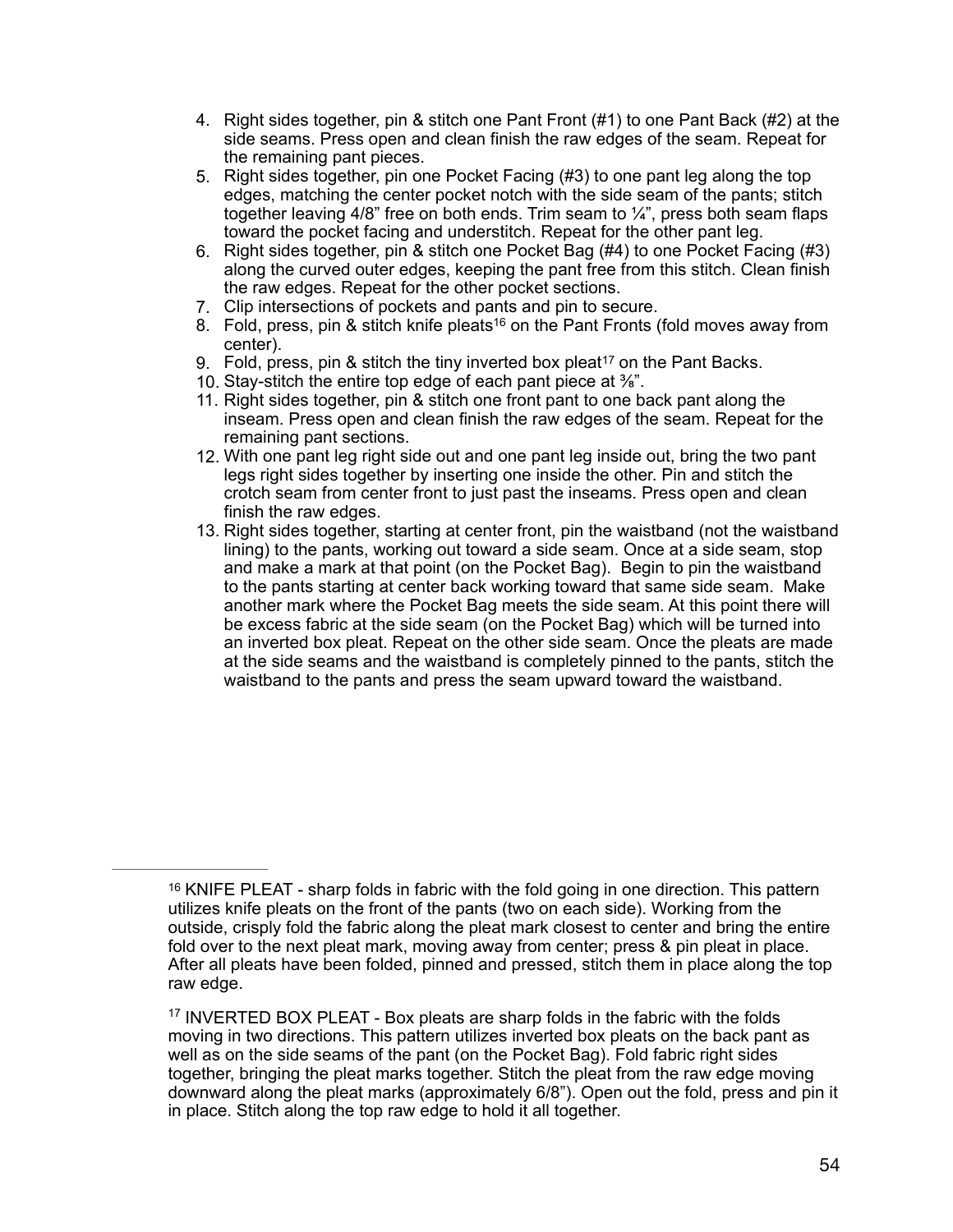4. Right sides together, pin & stitch one Pant Front (#1) to one Pant Back (#2) at the side seams. Press open and clean finish the raw edges of the seam. Repeat for the remaining pant pieces.
5. Right sides together, pin one Pocket Facing (#3) to one pant leg along the top edges, matching the center pocket notch with the side seam of the pants; stitch together leaving 4/8" free on both ends. Trim seam to ¼", press both seam flaps toward the pocket facing and understitch. Repeat for the other pant leg.
6. Right sides together, pin & stitch one Pocket Bag (#4) to one Pocket Facing (#3) along the curved outer edges, keeping the pant free from this stitch. Clean finish the raw edges. Repeat for the other pocket sections.
7. Clip intersections of pockets and pants and pin to secure.
8. Fold, press, pin & stitch knife pleats[16] on the Pant Fronts (fold moves away from center).
9. Fold, press, pin & stitch the tiny inverted box pleat[17] on the Pant Backs.
10. Stay-stitch the entire top edge of each pant piece at ⅜".
11. Right sides together, pin & stitch one front pant to one back pant along the inseam. Press open and clean finish the raw edges of the seam. Repeat for the remaining pant sections.
12. With one pant leg right side out and one pant leg inside out, bring the two pant legs right sides together by inserting one inside the other. Pin and stitch the crotch seam from center front to just past the inseams. Press open and clean finish the raw edges.
13. Right sides together, starting at center front, pin the waistband (not the waistband lining) to the pants, working out toward a side seam. Once at a side seam, stop and make a mark at that point (on the Pocket Bag). Begin to pin the waistband to the pants starting at center back working toward that same side seam. Make another mark where the Pocket Bag meets the side seam. At this point there will be excess fabric at the side seam (on the Pocket Bag) which will be turned into an inverted box pleat. Repeat on the other side seam. Once the pleats are made at the side seams and the waistband is completely pinned to the pants, stitch the waistband to the pants and press the seam upward toward the waistband.

---

[16] KNIFE PLEAT - sharp folds in fabric with the fold going in one direction. This pattern utilizes knife pleats on the front of the pants (two on each side). Working from the outside, crisply fold the fabric along the pleat mark closest to center and bring the entire fold over to the next pleat mark, moving away from center; press & pin pleat in place. After all pleats have been folded, pinned and pressed, stitch them in place along the top raw edge.

[17] INVERTED BOX PLEAT - Box pleats are sharp folds in the fabric with the folds moving in two directions. This pattern utilizes inverted box pleats on the back pant as well as on the side seams of the pant (on the Pocket Bag). Fold fabric right sides together, bringing the pleat marks together. Stitch the pleat from the raw edge moving downward along the pleat marks (approximately 6/8"). Open out the fold, press and pin it in place. Stitch along the top raw edge to hold it all together.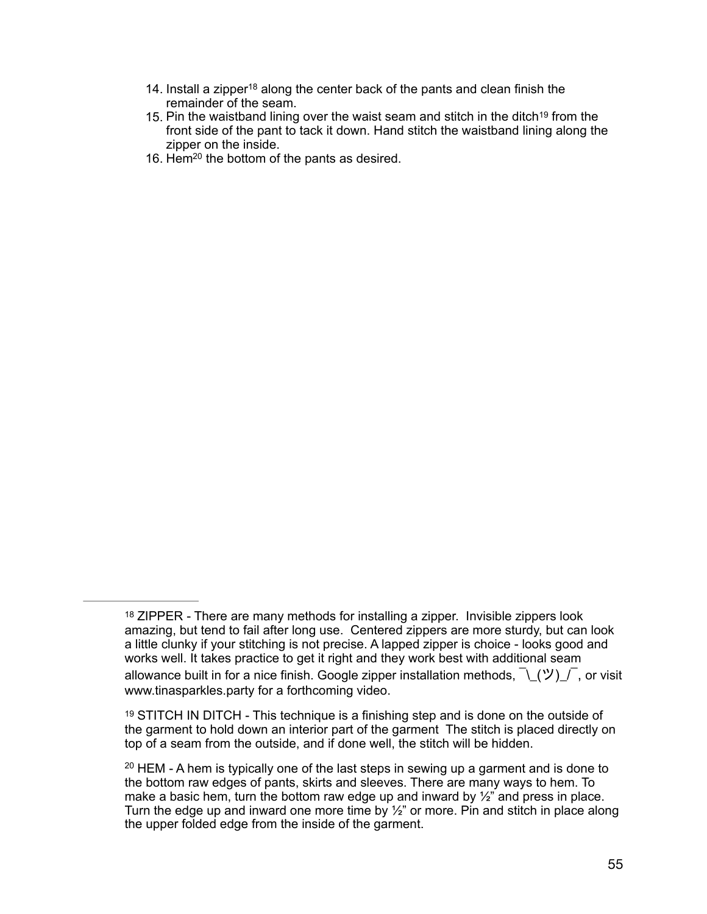14. Install a zipper[18] along the center back of the pants and clean finish the remainder of the seam.
15. Pin the waistband lining over the waist seam and stitch in the ditch[19] from the front side of the pant to tack it down. Hand stitch the waistband lining along the zipper on the inside.
16. Hem[20] the bottom of the pants as desired.

---

[18] ZIPPER - There are many methods for installing a zipper. Invisible zippers look amazing, but tend to fail after long use. Centered zippers are more sturdy, but can look a little clunky if your stitching is not precise. A lapped zipper is choice - looks good and works well. It takes practice to get it right and they work best with additional seam allowance built in for a nice finish. Google zipper installation methods, ¯\_(ツ)_/¯, or visit www.tinasparkles.party for a forthcoming video.

[19] STITCH IN DITCH - This technique is a finishing step and is done on the outside of the garment to hold down an interior part of the garment The stitch is placed directly on top of a seam from the outside, and if done well, the stitch will be hidden.

[20] HEM - A hem is typically one of the last steps in sewing up a garment and is done to the bottom raw edges of pants, skirts and sleeves. There are many ways to hem. To make a basic hem, turn the bottom raw edge up and inward by ½" and press in place. Turn the edge up and inward one more time by ½" or more. Pin and stitch in place along the upper folded edge from the inside of the garment.